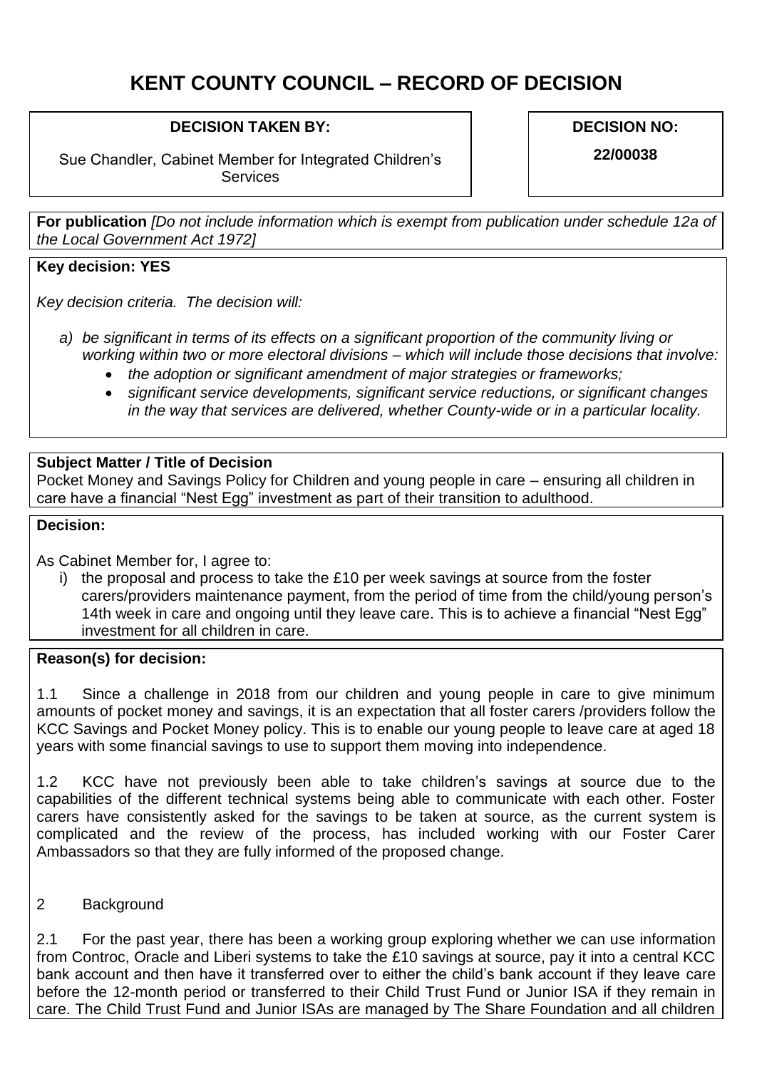# KENT COUNTY COUNCIL – RECORD OF DECISION

**DECISION TAKEN BY:**

Sue Chandler, Cabinet Member for Integrated Children's Services

**DECISION NO:**

**22/00038**

**For publication** *[Do not include information which is exempt from publication under schedule 12a of the Local Government Act 1972]*

**Key decision: YES**

*Key decision criteria. The decision will:*

*a) be significant in terms of its effects on a significant proportion of the community living or working within two or more electoral divisions – which will include those decisions that involve:*
  - *the adoption or significant amendment of major strategies or frameworks;*
  - *significant service developments, significant service reductions, or significant changes in the way that services are delivered, whether County-wide or in a particular locality.*

**Subject Matter / Title of Decision**

Pocket Money and Savings Policy for Children and young people in care – ensuring all children in care have a financial "Nest Egg" investment as part of their transition to adulthood.

**Decision:**

As Cabinet Member for, I agree to:

i) the proposal and process to take the £10 per week savings at source from the foster carers/providers maintenance payment, from the period of time from the child/young person's 14th week in care and ongoing until they leave care. This is to achieve a financial "Nest Egg" investment for all children in care.

**Reason(s) for decision:**

1.1 Since a challenge in 2018 from our children and young people in care to give minimum amounts of pocket money and savings, it is an expectation that all foster carers /providers follow the KCC Savings and Pocket Money policy. This is to enable our young people to leave care at aged 18 years with some financial savings to use to support them moving into independence.

1.2 KCC have not previously been able to take children's savings at source due to the capabilities of the different technical systems being able to communicate with each other. Foster carers have consistently asked for the savings to be taken at source, as the current system is complicated and the review of the process, has included working with our Foster Carer Ambassadors so that they are fully informed of the proposed change.

2 Background

2.1 For the past year, there has been a working group exploring whether we can use information from Controc, Oracle and Liberi systems to take the £10 savings at source, pay it into a central KCC bank account and then have it transferred over to either the child's bank account if they leave care before the 12-month period or transferred to their Child Trust Fund or Junior ISA if they remain in care. The Child Trust Fund and Junior ISAs are managed by The Share Foundation and all children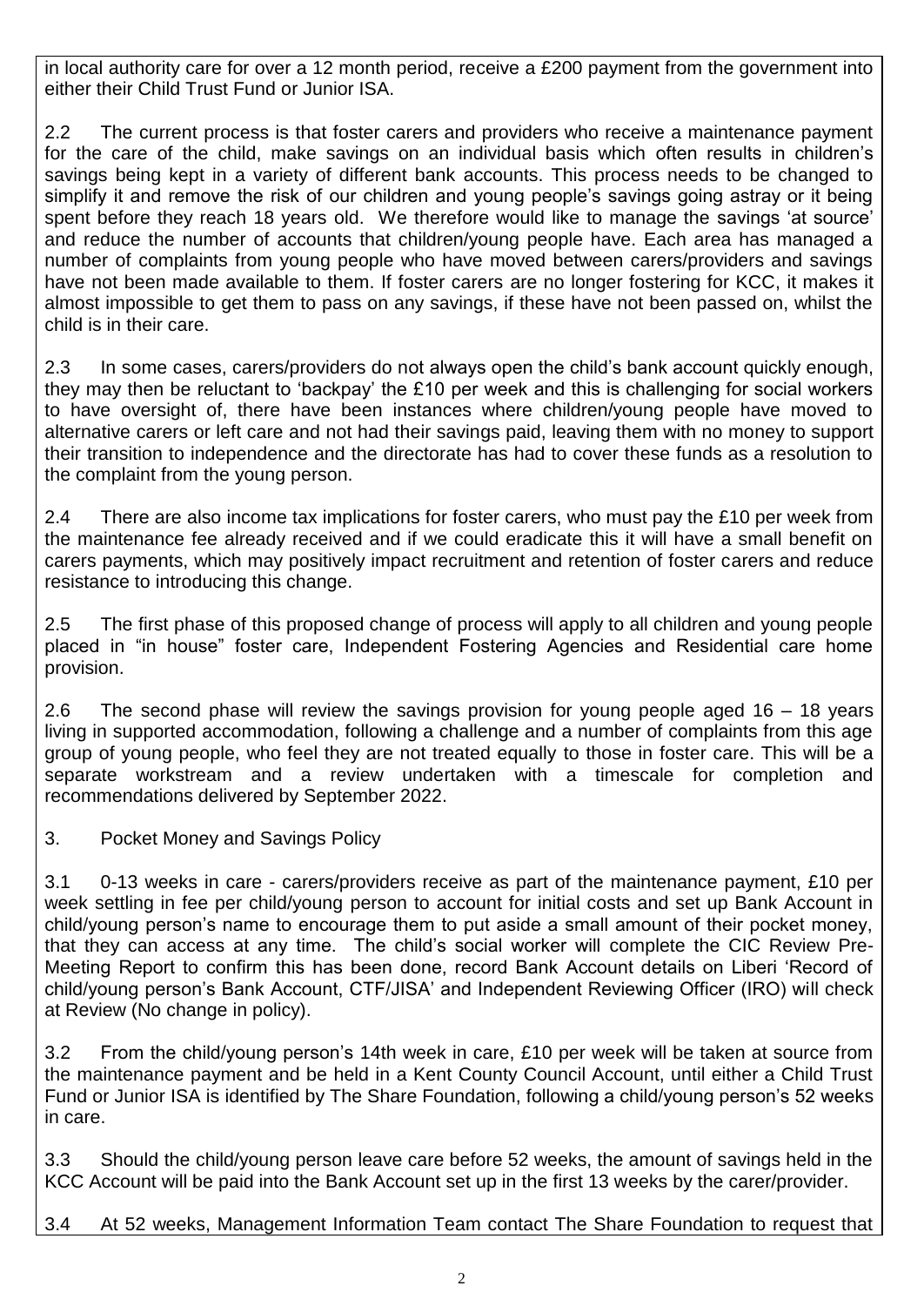in local authority care for over a 12 month period, receive a £200 payment from the government into either their Child Trust Fund or Junior ISA.

2.2 The current process is that foster carers and providers who receive a maintenance payment for the care of the child, make savings on an individual basis which often results in children's savings being kept in a variety of different bank accounts. This process needs to be changed to simplify it and remove the risk of our children and young people's savings going astray or it being spent before they reach 18 years old. We therefore would like to manage the savings 'at source' and reduce the number of accounts that children/young people have. Each area has managed a number of complaints from young people who have moved between carers/providers and savings have not been made available to them. If foster carers are no longer fostering for KCC, it makes it almost impossible to get them to pass on any savings, if these have not been passed on, whilst the child is in their care.

2.3 In some cases, carers/providers do not always open the child's bank account quickly enough, they may then be reluctant to 'backpay' the £10 per week and this is challenging for social workers to have oversight of, there have been instances where children/young people have moved to alternative carers or left care and not had their savings paid, leaving them with no money to support their transition to independence and the directorate has had to cover these funds as a resolution to the complaint from the young person.

2.4 There are also income tax implications for foster carers, who must pay the £10 per week from the maintenance fee already received and if we could eradicate this it will have a small benefit on carers payments, which may positively impact recruitment and retention of foster carers and reduce resistance to introducing this change.

2.5 The first phase of this proposed change of process will apply to all children and young people placed in "in house" foster care, Independent Fostering Agencies and Residential care home provision.

2.6 The second phase will review the savings provision for young people aged 16 – 18 years living in supported accommodation, following a challenge and a number of complaints from this age group of young people, who feel they are not treated equally to those in foster care. This will be a separate workstream and a review undertaken with a timescale for completion and recommendations delivered by September 2022.

3. Pocket Money and Savings Policy

3.1 0-13 weeks in care - carers/providers receive as part of the maintenance payment, £10 per week settling in fee per child/young person to account for initial costs and set up Bank Account in child/young person's name to encourage them to put aside a small amount of their pocket money, that they can access at any time. The child's social worker will complete the CIC Review Pre-Meeting Report to confirm this has been done, record Bank Account details on Liberi 'Record of child/young person's Bank Account, CTF/JISA' and Independent Reviewing Officer (IRO) will check at Review (No change in policy).

3.2 From the child/young person's 14th week in care, £10 per week will be taken at source from the maintenance payment and be held in a Kent County Council Account, until either a Child Trust Fund or Junior ISA is identified by The Share Foundation, following a child/young person's 52 weeks in care.

3.3 Should the child/young person leave care before 52 weeks, the amount of savings held in the KCC Account will be paid into the Bank Account set up in the first 13 weeks by the carer/provider.

3.4 At 52 weeks, Management Information Team contact The Share Foundation to request that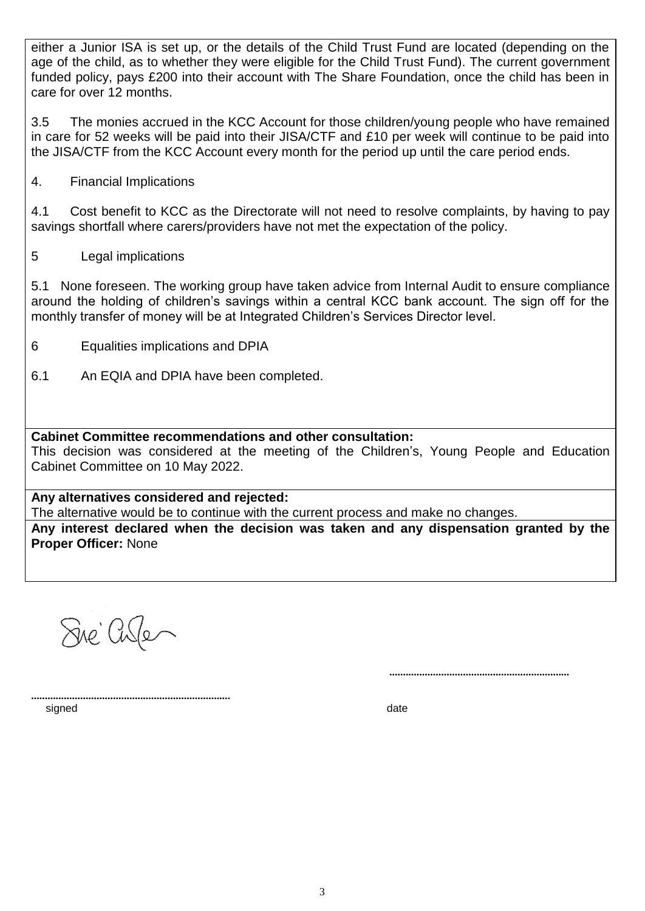either a Junior ISA is set up, or the details of the Child Trust Fund are located (depending on the age of the child, as to whether they were eligible for the Child Trust Fund). The current government funded policy, pays £200 into their account with The Share Foundation, once the child has been in care for over 12 months.

3.5 The monies accrued in the KCC Account for those children/young people who have remained in care for 52 weeks will be paid into their JISA/CTF and £10 per week will continue to be paid into the JISA/CTF from the KCC Account every month for the period up until the care period ends.

4. Financial Implications

4.1 Cost benefit to KCC as the Directorate will not need to resolve complaints, by having to pay savings shortfall where carers/providers have not met the expectation of the policy.

5 Legal implications

5.1 None foreseen. The working group have taken advice from Internal Audit to ensure compliance around the holding of children's savings within a central KCC bank account. The sign off for the monthly transfer of money will be at Integrated Children's Services Director level.

6 Equalities implications and DPIA

6.1 An EQIA and DPIA have been completed.

**Cabinet Committee recommendations and other consultation:**
This decision was considered at the meeting of the Children's, Young People and Education Cabinet Committee on 10 May 2022.

**Any alternatives considered and rejected:**
The alternative would be to continue with the current process and make no changes.

**Any interest declared when the decision was taken and any dispensation granted by the Proper Officer:** None

........................................................................ ................................................................
signed date